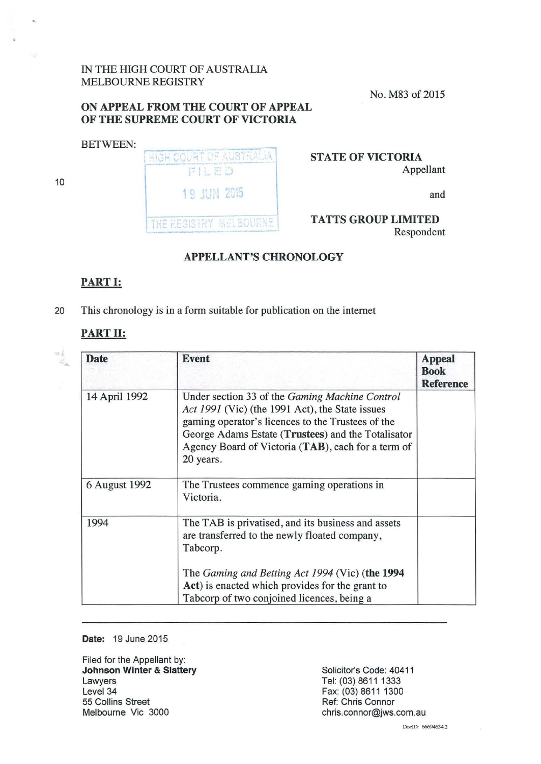IN THE HIGH COURT OF AUSTRALIA
MELBOURNE REGISTRY

No. M83 of 2015

**ON APPEAL FROM THE COURT OF APPEAL OF THE SUPREME COURT OF VICTORIA**

BETWEEN:

HIGH COURT OF AUSTRALIA
FILED
19 JUN 2015
THE REGISTRY MELBOURNE

**STATE OF VICTORIA**
Appellant

and

**TATTS GROUP LIMITED**
Respondent

## APPELLANT'S CHRONOLOGY

### PART I:

This chronology is in a form suitable for publication on the internet

### PART II:

| Date | Event | Appeal Book Reference |
|---|---|---|
| 14 April 1992 | Under section 33 of the *Gaming Machine Control Act 1991* (Vic) (the 1991 Act), the State issues gaming operator's licences to the Trustees of the George Adams Estate (**Trustees**) and the Totalisator Agency Board of Victoria (**TAB**), each for a term of 20 years. | |
| 6 August 1992 | The Trustees commence gaming operations in Victoria. | |
| 1994 | The TAB is privatised, and its business and assets are transferred to the newly floated company, Tabcorp.<br><br>The *Gaming and Betting Act 1994* (Vic) (**the 1994 Act**) is enacted which provides for the grant to Tabcorp of two conjoined licences, being a | |

**Date:** 19 June 2015

Filed for the Appellant by:
**Johnson Winter & Slattery**
Lawyers
Level 34
55 Collins Street
Melbourne Vic 3000

Solicitor's Code: 40411
Tel: (03) 8611 1333
Fax: (03) 8611 1300
Ref: Chris Connor
chris.connor@jws.com.au

DocID: 66694634.2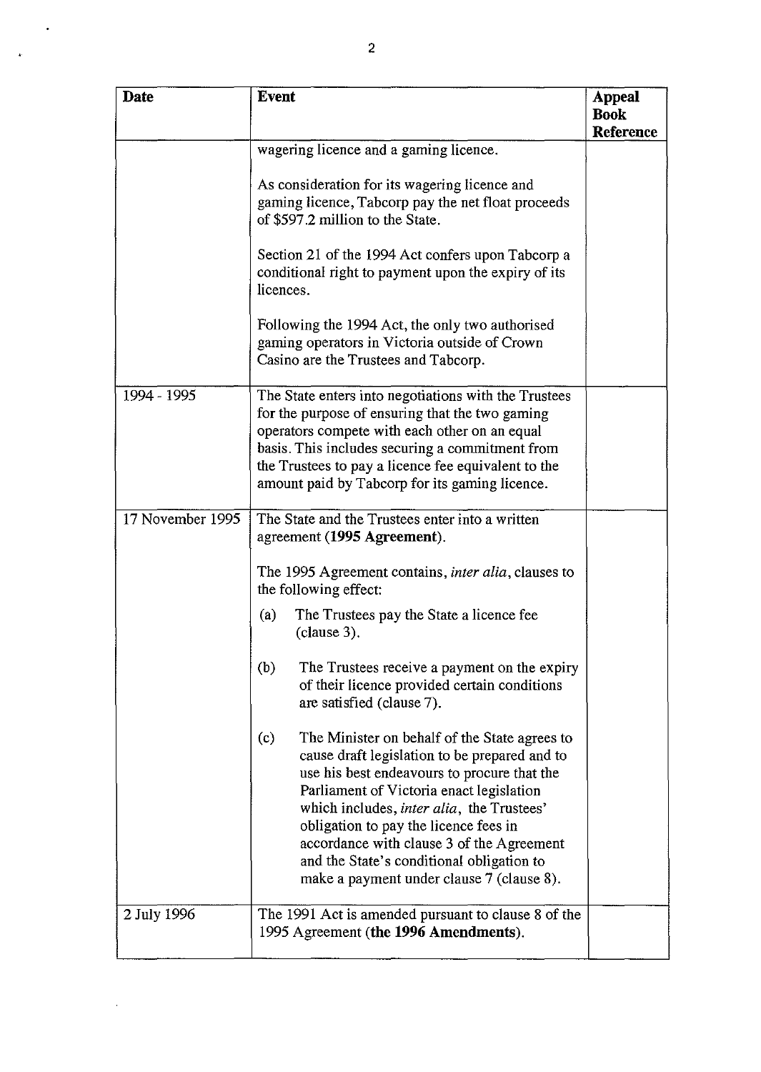| Date | Event | Appeal Book Reference |
| --- | --- | --- |
| | wagering licence and a gaming licence.<br><br>As consideration for its wagering licence and gaming licence, Tabcorp pay the net float proceeds of $597.2 million to the State.<br><br>Section 21 of the 1994 Act confers upon Tabcorp a conditional right to payment upon the expiry of its licences.<br><br>Following the 1994 Act, the only two authorised gaming operators in Victoria outside of Crown Casino are the Trustees and Tabcorp. | |
| 1994 - 1995 | The State enters into negotiations with the Trustees for the purpose of ensuring that the two gaming operators compete with each other on an equal basis. This includes securing a commitment from the Trustees to pay a licence fee equivalent to the amount paid by Tabcorp for its gaming licence. | |
| 17 November 1995 | The State and the Trustees enter into a written agreement (**1995 Agreement**).<br><br>The 1995 Agreement contains, *inter alia*, clauses to the following effect:<br><br>(a) The Trustees pay the State a licence fee (clause 3).<br><br>(b) The Trustees receive a payment on the expiry of their licence provided certain conditions are satisfied (clause 7).<br><br>(c) The Minister on behalf of the State agrees to cause draft legislation to be prepared and to use his best endeavours to procure that the Parliament of Victoria enact legislation which includes, *inter alia*, the Trustees' obligation to pay the licence fees in accordance with clause 3 of the Agreement and the State's conditional obligation to make a payment under clause 7 (clause 8). | |
| 2 July 1996 | The 1991 Act is amended pursuant to clause 8 of the 1995 Agreement (**the 1996 Amendments**). | |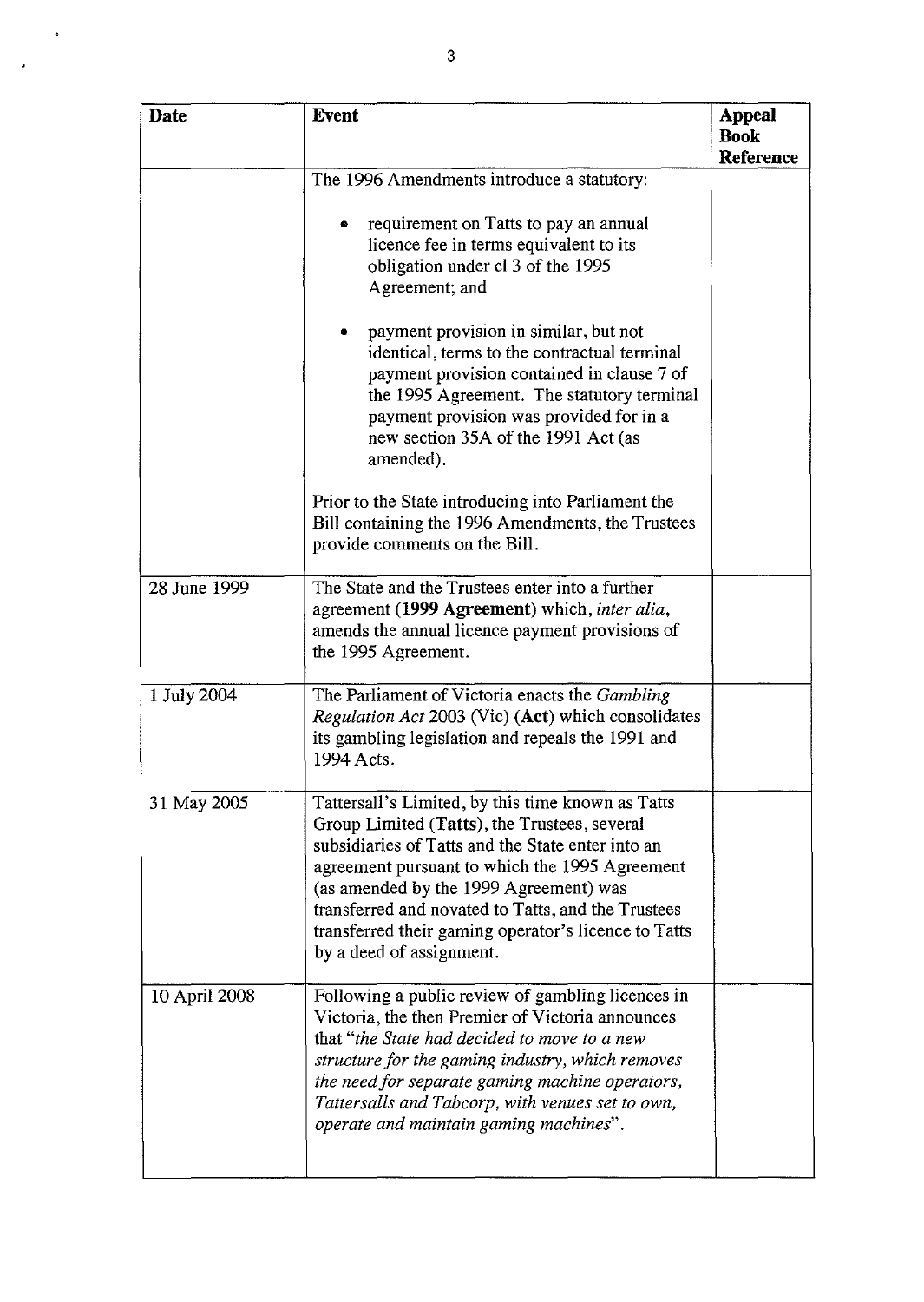| Date | Event | Appeal Book Reference |
|---|---|---|
| | The 1996 Amendments introduce a statutory:<br><br>• requirement on Tatts to pay an annual licence fee in terms equivalent to its obligation under cl 3 of the 1995 Agreement; and<br><br>• payment provision in similar, but not identical, terms to the contractual terminal payment provision contained in clause 7 of the 1995 Agreement. The statutory terminal payment provision was provided for in a new section 35A of the 1991 Act (as amended).<br><br>Prior to the State introducing into Parliament the Bill containing the 1996 Amendments, the Trustees provide comments on the Bill. | |
| 28 June 1999 | The State and the Trustees enter into a further agreement (**1999 Agreement**) which, *inter alia*, amends the annual licence payment provisions of the 1995 Agreement. | |
| 1 July 2004 | The Parliament of Victoria enacts the *Gambling Regulation Act* 2003 (Vic) (**Act**) which consolidates its gambling legislation and repeals the 1991 and 1994 Acts. | |
| 31 May 2005 | Tattersall's Limited, by this time known as Tatts Group Limited (**Tatts**), the Trustees, several subsidiaries of Tatts and the State enter into an agreement pursuant to which the 1995 Agreement (as amended by the 1999 Agreement) was transferred and novated to Tatts, and the Trustees transferred their gaming operator's licence to Tatts by a deed of assignment. | |
| 10 April 2008 | Following a public review of gambling licences in Victoria, the then Premier of Victoria announces that "*the State had decided to move to a new structure for the gaming industry, which removes the need for separate gaming machine operators, Tattersalls and Tabcorp, with venues set to own, operate and maintain gaming machines*". | |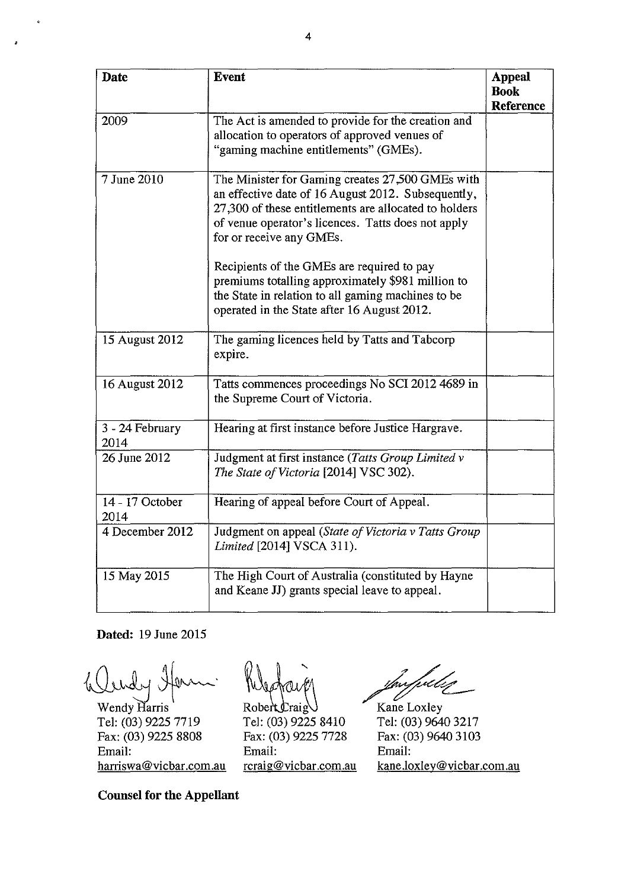| Date | Event | Appeal Book Reference |
|---|---|---|
| 2009 | The Act is amended to provide for the creation and allocation to operators of approved venues of "gaming machine entitlements" (GMEs). | |
| 7 June 2010 | The Minister for Gaming creates 27,500 GMEs with an effective date of 16 August 2012. Subsequently, 27,300 of these entitlements are allocated to holders of venue operator's licences. Tatts does not apply for or receive any GMEs.<br><br>Recipients of the GMEs are required to pay premiums totalling approximately $981 million to the State in relation to all gaming machines to be operated in the State after 16 August 2012. | |
| 15 August 2012 | The gaming licences held by Tatts and Tabcorp expire. | |
| 16 August 2012 | Tatts commences proceedings No SCI 2012 4689 in the Supreme Court of Victoria. | |
| 3 - 24 February 2014 | Hearing at first instance before Justice Hargrave. | |
| 26 June 2012 | Judgment at first instance (*Tatts Group Limited v The State of Victoria* [2014] VSC 302). | |
| 14 - 17 October 2014 | Hearing of appeal before Court of Appeal. | |
| 4 December 2012 | Judgment on appeal (*State of Victoria v Tatts Group Limited* [2014] VSCA 311). | |
| 15 May 2015 | The High Court of Australia (constituted by Hayne and Keane JJ) grants special leave to appeal. | |

**Dated:** 19 June 2015

Wendy Harris
Tel: (03) 9225 7719
Fax: (03) 9225 8808
Email:
harriswa@vicbar.com.au

Robert Craig
Tel: (03) 9225 8410
Fax: (03) 9225 7728
Email:
rcraig@vicbar.com.au

Kane Loxley
Tel: (03) 9640 3217
Fax: (03) 9640 3103
Email:
kane.loxley@vicbar.com.au

**Counsel for the Appellant**